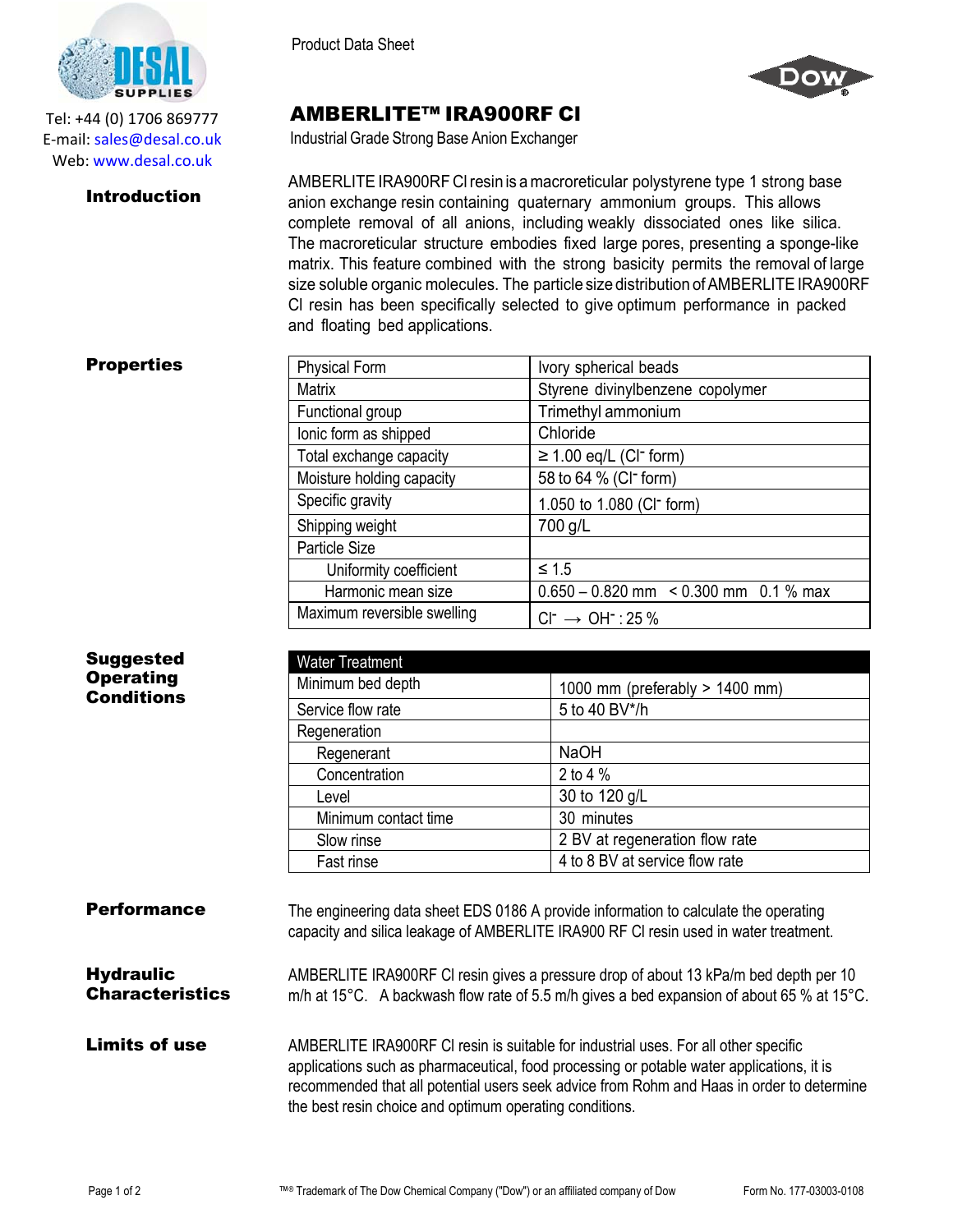Tel: +44 (0) 1706 869777
E-mail: sales@desal.co.uk
Web: www.desal.co.uk

Product Data Sheet

# AMBERLITE™ IRA900RF Cl

Industrial Grade Strong Base Anion Exchanger

## Introduction

AMBERLITE IRA900RF Cl resin is a macroreticular polystyrene type 1 strong base anion exchange resin containing quaternary ammonium groups. This allows complete removal of all anions, including weakly dissociated ones like silica. The macroreticular structure embodies fixed large pores, presenting a sponge-like matrix. This feature combined with the strong basicity permits the removal of large size soluble organic molecules. The particle size distribution of AMBERLITE IRA900RF Cl resin has been specifically selected to give optimum performance in packed and floating bed applications.

## Properties

| | |
|---|---|
| Physical Form | Ivory spherical beads |
| Matrix | Styrene divinylbenzene copolymer |
| Functional group | Trimethyl ammonium |
| Ionic form as shipped | Chloride |
| Total exchange capacity | ≥ 1.00 eq/L ($Cl^-$ form) |
| Moisture holding capacity | 58 to 64 % ($Cl^-$ form) |
| Specific gravity | 1.050 to 1.080 ($Cl^-$ form) |
| Shipping weight | 700 g/L |
| Particle Size | |
| Uniformity coefficient | ≤ 1.5 |
| Harmonic mean size | 0.650 – 0.820 mm < 0.300 mm 0.1 % max |
| Maximum reversible swelling | $Cl^- \rightarrow OH^-$ : 25 % |

## Suggested Operating Conditions

| Water Treatment | |
|---|---|
| Minimum bed depth | 1000 mm (preferably > 1400 mm) |
| Service flow rate | 5 to 40 BV*/h |
| Regeneration | |
| Regenerant | NaOH |
| Concentration | 2 to 4 % |
| Level | 30 to 120 g/L |
| Minimum contact time | 30 minutes |
| Slow rinse | 2 BV at regeneration flow rate |
| Fast rinse | 4 to 8 BV at service flow rate |

## Performance

The engineering data sheet EDS 0186 A provide information to calculate the operating capacity and silica leakage of AMBERLITE IRA900 RF Cl resin used in water treatment.

## Hydraulic Characteristics

AMBERLITE IRA900RF Cl resin gives a pressure drop of about 13 kPa/m bed depth per 10 m/h at 15°C. A backwash flow rate of 5.5 m/h gives a bed expansion of about 65 % at 15°C.

## Limits of use

AMBERLITE IRA900RF Cl resin is suitable for industrial uses. For all other specific applications such as pharmaceutical, food processing or potable water applications, it is recommended that all potential users seek advice from Rohm and Haas in order to determine the best resin choice and optimum operating conditions.

™® Trademark of The Dow Chemical Company ("Dow") or an affiliated company of Dow

Form No. 177-03003-0108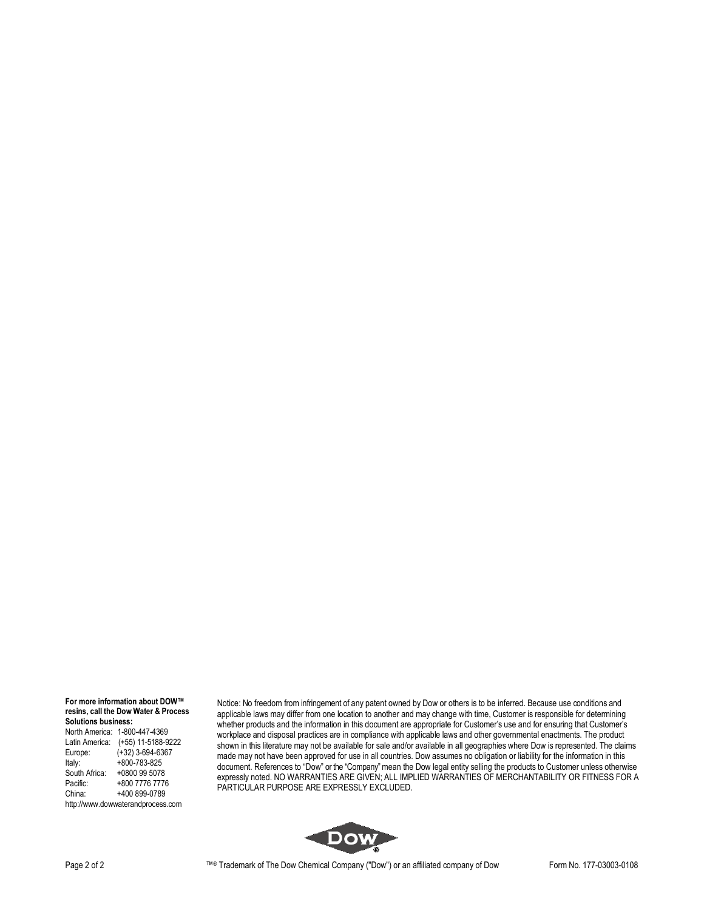**For more information about DOW™ resins, call the Dow Water & Process Solutions business:**

North America: 1-800-447-4369
Latin America: (+55) 11-5188-9222
Europe: (+32) 3-694-6367
Italy: +800-783-825
South Africa: +0800 99 5078
Pacific: +800 7776 7776
China: +400 899-0789
http://www.dowwaterandprocess.com

Notice: No freedom from infringement of any patent owned by Dow or others is to be inferred. Because use conditions and applicable laws may differ from one location to another and may change with time, Customer is responsible for determining whether products and the information in this document are appropriate for Customer's use and for ensuring that Customer's workplace and disposal practices are in compliance with applicable laws and other governmental enactments. The product shown in this literature may not be available for sale and/or available in all geographies where Dow is represented. The claims made may not have been approved for use in all countries. Dow assumes no obligation or liability for the information in this document. References to "Dow" or the "Company" mean the Dow legal entity selling the products to Customer unless otherwise expressly noted. NO WARRANTIES ARE GIVEN; ALL IMPLIED WARRANTIES OF MERCHANTABILITY OR FITNESS FOR A PARTICULAR PURPOSE ARE EXPRESSLY EXCLUDED.

™® Trademark of The Dow Chemical Company ("Dow") or an affiliated company of Dow

Form No. 177-03003-0108